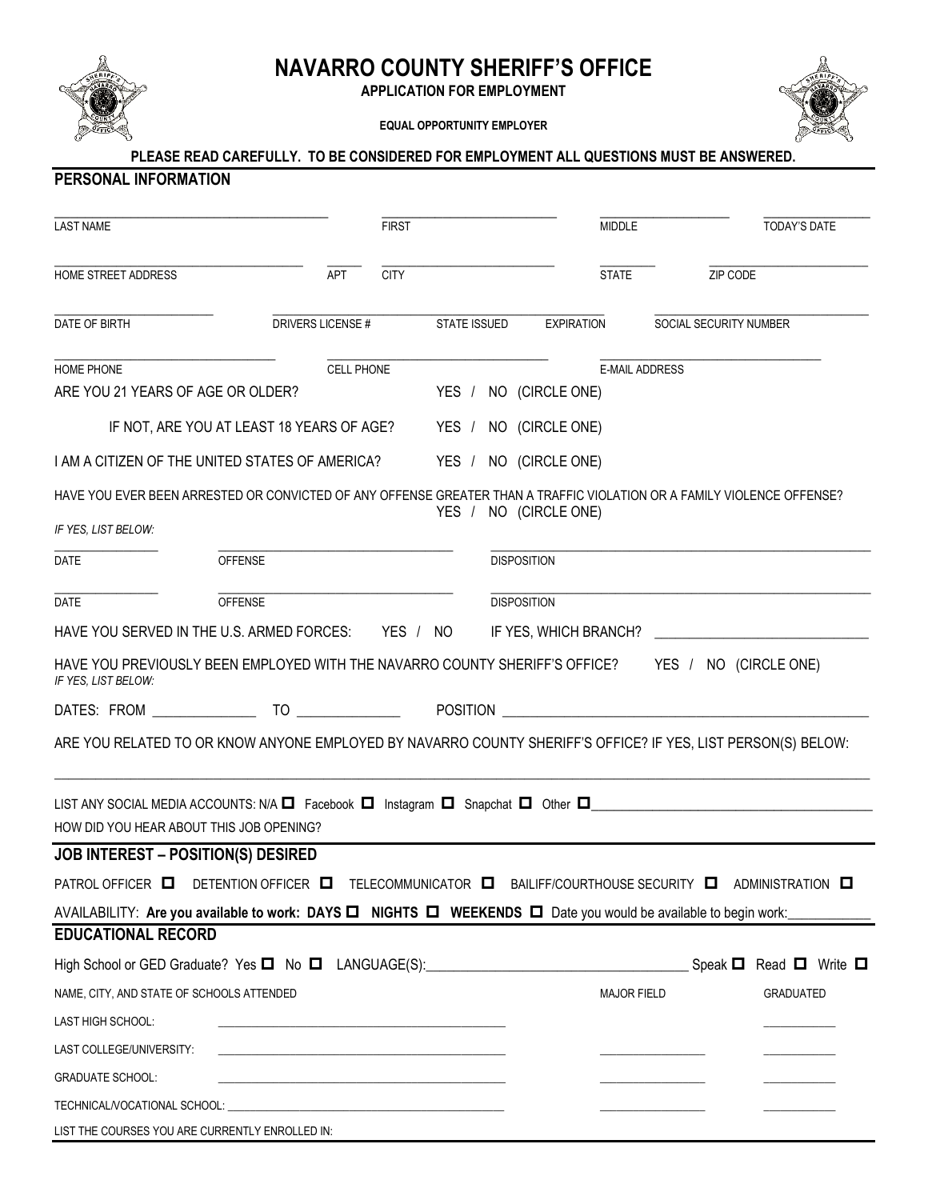# NAVARRO COUNTY SHERIFF'S OFFICE

**APPLICATION FOR EMPLOYMENT**

**EQUAL OPPORTUNITY EMPLOYER**

**PLEASE READ CAREFULLY. TO BE CONSIDERED FOR EMPLOYMENT ALL QUESTIONS MUST BE ANSWERED.**

## PERSONAL INFORMATION

| LAST NAME | FIRST | MIDDLE | TODAY'S DATE |
|---|---|---|---|
| | | | |

| HOME STREET ADDRESS | APT | CITY | STATE | ZIP CODE |
|---|---|---|---|---|
| | | | | |

| DATE OF BIRTH | DRIVERS LICENSE # | STATE ISSUED | EXPIRATION | SOCIAL SECURITY NUMBER |
|---|---|---|---|---|
| | | | | |

| HOME PHONE | CELL PHONE | E-MAIL ADDRESS |
|---|---|---|
| | | |

ARE YOU 21 YEARS OF AGE OR OLDER? YES / NO (CIRCLE ONE)

IF NOT, ARE YOU AT LEAST 18 YEARS OF AGE? YES / NO (CIRCLE ONE)

I AM A CITIZEN OF THE UNITED STATES OF AMERICA? YES / NO (CIRCLE ONE)

HAVE YOU EVER BEEN ARRESTED OR CONVICTED OF ANY OFFENSE GREATER THAN A TRAFFIC VIOLATION OR A FAMILY VIOLENCE OFFENSE? YES / NO (CIRCLE ONE)

*IF YES, LIST BELOW:*

| DATE | OFFENSE | DISPOSITION |
|---|---|---|
| | | |
| | | |

HAVE YOU SERVED IN THE U.S. ARMED FORCES: YES / NO IF YES, WHICH BRANCH? ______________________________

HAVE YOU PREVIOUSLY BEEN EMPLOYED WITH THE NAVARRO COUNTY SHERIFF'S OFFICE? YES / NO (CIRCLE ONE)

*IF YES, LIST BELOW:*

DATES: FROM ______________ TO ______________ POSITION ______________________________

ARE YOU RELATED TO OR KNOW ANYONE EMPLOYED BY NAVARRO COUNTY SHERIFF'S OFFICE? IF YES, LIST PERSON(S) BELOW:

______________________________________________________________________________

LIST ANY SOCIAL MEDIA ACCOUNTS: N/A ☐ Facebook ☐ Instagram ☐ Snapchat ☐ Other ☐______________________________

HOW DID YOU HEAR ABOUT THIS JOB OPENING?

## JOB INTEREST – POSITION(S) DESIRED

PATROL OFFICER ☐ DETENTION OFFICER ☐ TELECOMMUNICATOR ☐ BAILIFF/COURTHOUSE SECURITY ☐ ADMINISTRATION ☐

AVAILABILITY: **Are you available to work: DAYS ☐ NIGHTS ☐ WEEKENDS ☐** Date you would be available to begin work:____________

## EDUCATIONAL RECORD

High School or GED Graduate? Yes ☐ No ☐ LANGUAGE(S):______________________________ Speak ☐ Read ☐ Write ☐

| NAME, CITY, AND STATE OF SCHOOLS ATTENDED | | MAJOR FIELD | GRADUATED |
|---|---|---|---|
| LAST HIGH SCHOOL: | | | |
| LAST COLLEGE/UNIVERSITY: | | | |
| GRADUATE SCHOOL: | | | |
| TECHNICAL/VOCATIONAL SCHOOL: | | | |

LIST THE COURSES YOU ARE CURRENTLY ENROLLED IN: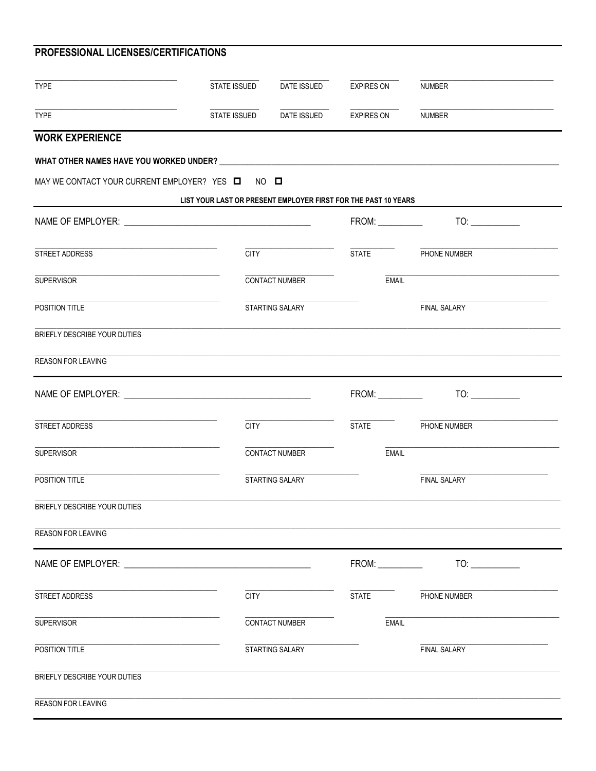## PROFESSIONAL LICENSES/CERTIFICATIONS

| TYPE | STATE ISSUED | DATE ISSUED | EXPIRES ON | NUMBER |
|---|---|---|---|---|
| | | | | |
| | | | | |

## WORK EXPERIENCE

**WHAT OTHER NAMES HAVE YOU WORKED UNDER?** ______________________________

MAY WE CONTACT YOUR CURRENT EMPLOYER? YES ☐ NO ☐

**LIST YOUR LAST OR PRESENT EMPLOYER FIRST FOR THE PAST 10 YEARS**

---

NAME OF EMPLOYER: ______________________________ FROM: __________ TO: __________

STREET ADDRESS ____________ CITY ____________ STATE ____________ PHONE NUMBER ____________

SUPERVISOR ____________ CONTACT NUMBER ____________ EMAIL ____________

POSITION TITLE ____________ STARTING SALARY ____________ FINAL SALARY ____________

BRIEFLY DESCRIBE YOUR DUTIES ______________________________

REASON FOR LEAVING ______________________________

---

NAME OF EMPLOYER: ______________________________ FROM: __________ TO: __________

STREET ADDRESS ____________ CITY ____________ STATE ____________ PHONE NUMBER ____________

SUPERVISOR ____________ CONTACT NUMBER ____________ EMAIL ____________

POSITION TITLE ____________ STARTING SALARY ____________ FINAL SALARY ____________

BRIEFLY DESCRIBE YOUR DUTIES ______________________________

REASON FOR LEAVING ______________________________

---

NAME OF EMPLOYER: ______________________________ FROM: __________ TO: __________

STREET ADDRESS ____________ CITY ____________ STATE ____________ PHONE NUMBER ____________

SUPERVISOR ____________ CONTACT NUMBER ____________ EMAIL ____________

POSITION TITLE ____________ STARTING SALARY ____________ FINAL SALARY ____________

BRIEFLY DESCRIBE YOUR DUTIES ______________________________

REASON FOR LEAVING ______________________________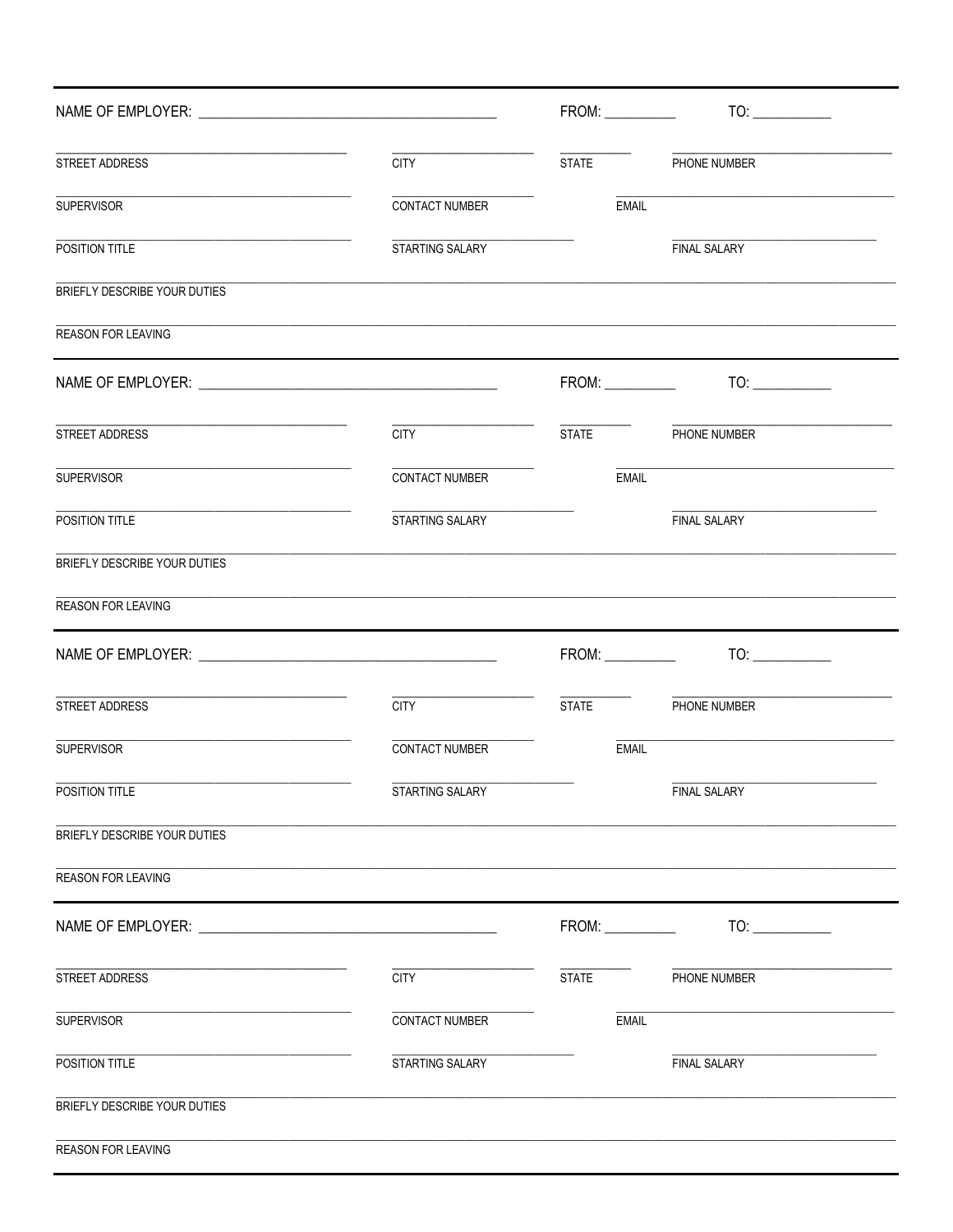NAME OF EMPLOYER: ______________________________ FROM: __________ TO: __________

| STREET ADDRESS | CITY | STATE | PHONE NUMBER |
|---|---|---|---|
| SUPERVISOR | CONTACT NUMBER | EMAIL | |
| POSITION TITLE | STARTING SALARY | | FINAL SALARY |

BRIEFLY DESCRIBE YOUR DUTIES

REASON FOR LEAVING

---

NAME OF EMPLOYER: ______________________________ FROM: __________ TO: __________

| STREET ADDRESS | CITY | STATE | PHONE NUMBER |
|---|---|---|---|
| SUPERVISOR | CONTACT NUMBER | EMAIL | |
| POSITION TITLE | STARTING SALARY | | FINAL SALARY |

BRIEFLY DESCRIBE YOUR DUTIES

REASON FOR LEAVING

---

NAME OF EMPLOYER: ______________________________ FROM: __________ TO: __________

| STREET ADDRESS | CITY | STATE | PHONE NUMBER |
|---|---|---|---|
| SUPERVISOR | CONTACT NUMBER | EMAIL | |
| POSITION TITLE | STARTING SALARY | | FINAL SALARY |

BRIEFLY DESCRIBE YOUR DUTIES

REASON FOR LEAVING

---

NAME OF EMPLOYER: ______________________________ FROM: __________ TO: __________

| STREET ADDRESS | CITY | STATE | PHONE NUMBER |
|---|---|---|---|
| SUPERVISOR | CONTACT NUMBER | EMAIL | |
| POSITION TITLE | STARTING SALARY | | FINAL SALARY |

BRIEFLY DESCRIBE YOUR DUTIES

REASON FOR LEAVING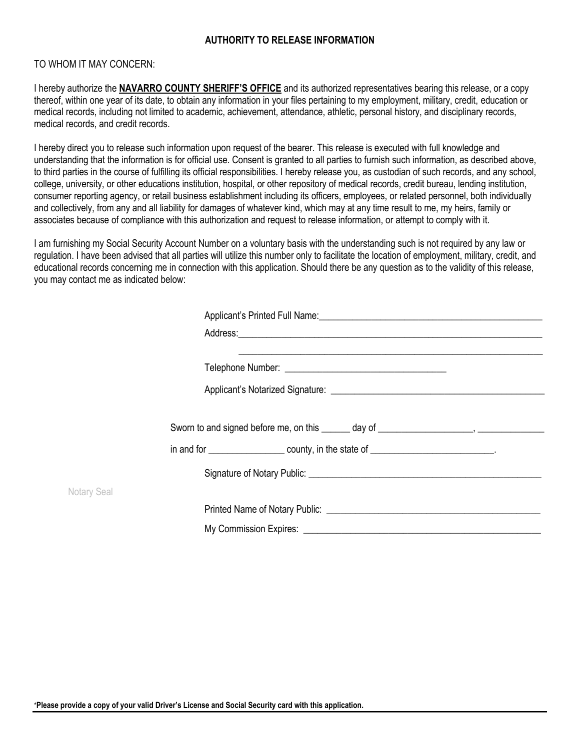# AUTHORITY TO RELEASE INFORMATION

TO WHOM IT MAY CONCERN:

I hereby authorize the **NAVARRO COUNTY SHERIFF'S OFFICE** and its authorized representatives bearing this release, or a copy thereof, within one year of its date, to obtain any information in your files pertaining to my employment, military, credit, education or medical records, including not limited to academic, achievement, attendance, athletic, personal history, and disciplinary records, medical records, and credit records.

I hereby direct you to release such information upon request of the bearer. This release is executed with full knowledge and understanding that the information is for official use. Consent is granted to all parties to furnish such information, as described above, to third parties in the course of fulfilling its official responsibilities. I hereby release you, as custodian of such records, and any school, college, university, or other educations institution, hospital, or other repository of medical records, credit bureau, lending institution, consumer reporting agency, or retail business establishment including its officers, employees, or related personnel, both individually and collectively, from any and all liability for damages of whatever kind, which may at any time result to me, my heirs, family or associates because of compliance with this authorization and request to release information, or attempt to comply with it.

I am furnishing my Social Security Account Number on a voluntary basis with the understanding such is not required by any law or regulation. I have been advised that all parties will utilize this number only to facilitate the location of employment, military, credit, and educational records concerning me in connection with this application. Should there be any question as to the validity of this release, you may contact me as indicated below:

Applicant's Printed Full Name: ______________________________________________

Address: ______________________________________________________________

______________________________________________________________

Telephone Number: ________________________________

Applicant's Notarized Signature: ____________________________________________

Sworn to and signed before me, on this ______ day of ___________________, _____________

in and for _______________ county, in the state of ________________________.

Signature of Notary Public: _______________________________________________

Notary Seal

Printed Name of Notary Public: ____________________________________________

My Commission Expires: _________________________________________________

\***Please provide a copy of your valid Driver's License and Social Security card with this application.**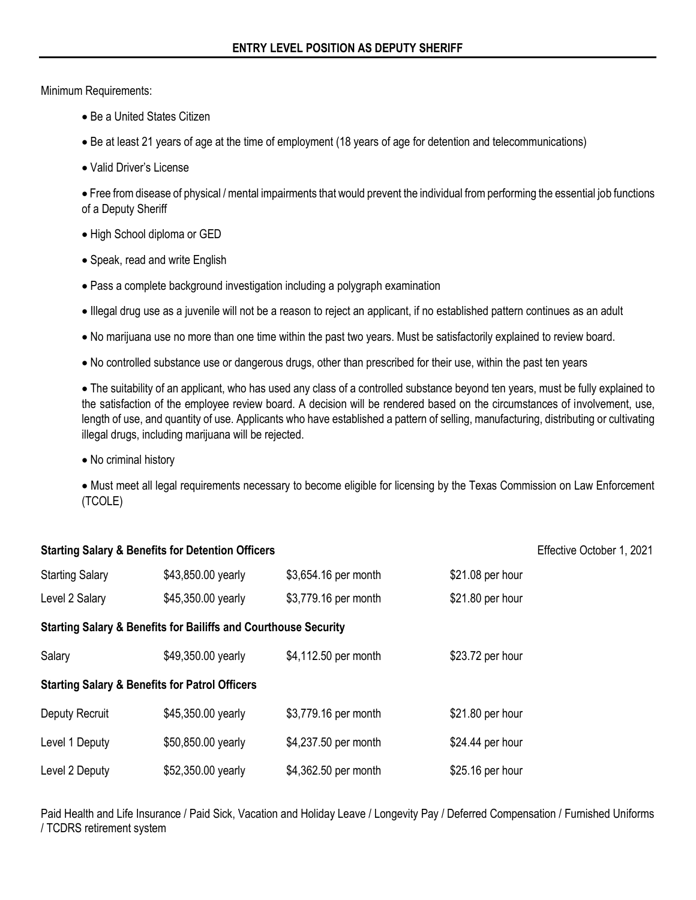## ENTRY LEVEL POSITION AS DEPUTY SHERIFF

Minimum Requirements:

- Be a United States Citizen
- Be at least 21 years of age at the time of employment (18 years of age for detention and telecommunications)
- Valid Driver's License
- Free from disease of physical / mental impairments that would prevent the individual from performing the essential job functions of a Deputy Sheriff
- High School diploma or GED
- Speak, read and write English
- Pass a complete background investigation including a polygraph examination
- Illegal drug use as a juvenile will not be a reason to reject an applicant, if no established pattern continues as an adult
- No marijuana use no more than one time within the past two years. Must be satisfactorily explained to review board.
- No controlled substance use or dangerous drugs, other than prescribed for their use, within the past ten years
- The suitability of an applicant, who has used any class of a controlled substance beyond ten years, must be fully explained to the satisfaction of the employee review board. A decision will be rendered based on the circumstances of involvement, use, length of use, and quantity of use. Applicants who have established a pattern of selling, manufacturing, distributing or cultivating illegal drugs, including marijuana will be rejected.
- No criminal history
- Must meet all legal requirements necessary to become eligible for licensing by the Texas Commission on Law Enforcement (TCOLE)

**Starting Salary & Benefits for Detention Officers** Effective October 1, 2021

| | | | |
|---|---|---|---|
| Starting Salary | $43,850.00 yearly | $3,654.16 per month | $21.08 per hour |
| Level 2 Salary | $45,350.00 yearly | $3,779.16 per month | $21.80 per hour |

**Starting Salary & Benefits for Bailiffs and Courthouse Security**

| | | | |
|---|---|---|---|
| Salary | $49,350.00 yearly | $4,112.50 per month | $23.72 per hour |

**Starting Salary & Benefits for Patrol Officers**

| | | | |
|---|---|---|---|
| Deputy Recruit | $45,350.00 yearly | $3,779.16 per month | $21.80 per hour |
| Level 1 Deputy | $50,850.00 yearly | $4,237.50 per month | $24.44 per hour |
| Level 2 Deputy | $52,350.00 yearly | $4,362.50 per month | $25.16 per hour |

Paid Health and Life Insurance / Paid Sick, Vacation and Holiday Leave / Longevity Pay / Deferred Compensation / Furnished Uniforms / TCDRS retirement system